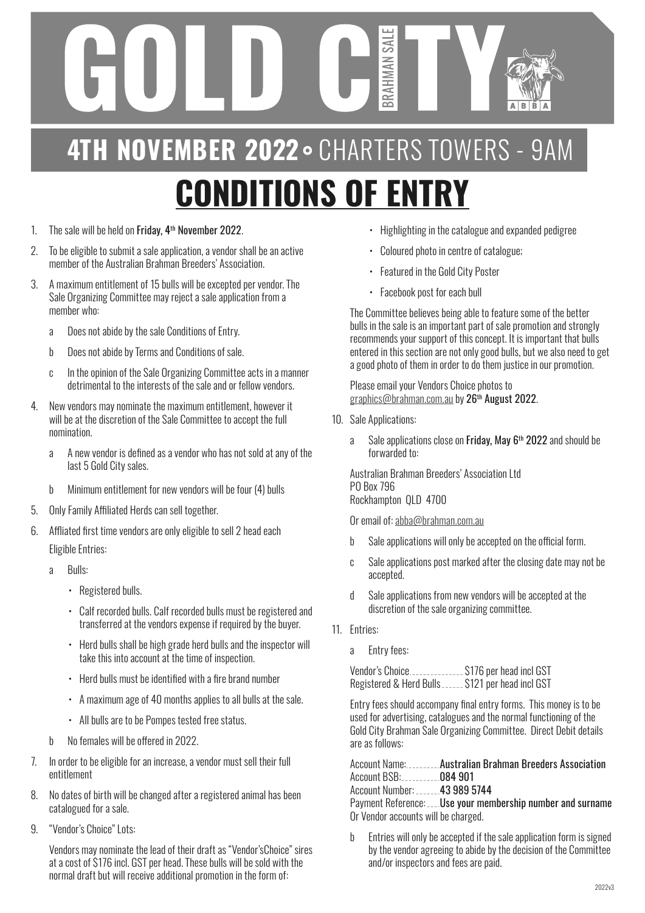# GOLD CITY BRAHMAN SALE

## 4TH NOVEMBER 2022 • CHARTERS TOWERS - 9AM

# CONDITIONS OF ENTRY

1. The sale will be held on **Friday, 4th November 2022**.
2. To be eligible to submit a sale application, a vendor shall be an active member of the Australian Brahman Breeders' Association.
3. A maximum entitlement of 15 bulls will be excepted per vendor. The Sale Organizing Committee may reject a sale application from a member who:
   - a Does not abide by the sale Conditions of Entry.
   - b Does not abide by Terms and Conditions of sale.
   - c In the opinion of the Sale Organizing Committee acts in a manner detrimental to the interests of the sale and or fellow vendors.
4. New vendors may nominate the maximum entitlement, however it will be at the discretion of the Sale Committee to accept the full nomination.
   - a A new vendor is defined as a vendor who has not sold at any of the last 5 Gold City sales.
   - b Minimum entitlement for new vendors will be four (4) bulls
5. Only Family Affiliated Herds can sell together.
6. Affliated first time vendors are only eligible to sell 2 head each

   Eligible Entries:
   - a Bulls:
     - Registered bulls.
     - Calf recorded bulls. Calf recorded bulls must be registered and transferred at the vendors expense if required by the buyer.
     - Herd bulls shall be high grade herd bulls and the inspector will take this into account at the time of inspection.
     - Herd bulls must be identified with a fire brand number
     - A maximum age of 40 months applies to all bulls at the sale.
     - All bulls are to be Pompes tested free status.
   - b No females will be offered in 2022.
7. In order to be eligible for an increase, a vendor must sell their full entitlement
8. No dates of birth will be changed after a registered animal has been catalogued for a sale.
9. "Vendor's Choice" Lots:

   Vendors may nominate the lead of their draft as "Vendor'sChoice" sires at a cost of $176 incl. GST per head. These bulls will be sold with the normal draft but will receive additional promotion in the form of:
   - Highlighting in the catalogue and expanded pedigree
   - Coloured photo in centre of catalogue;
   - Featured in the Gold City Poster
   - Facebook post for each bull

   The Committee believes being able to feature some of the better bulls in the sale is an important part of sale promotion and strongly recommends your support of this concept. It is important that bulls entered in this section are not only good bulls, but we also need to get a good photo of them in order to do them justice in our promotion.

   Please email your Vendors Choice photos to graphics@brahman.com.au by **26th August 2022**.
10. Sale Applications:
    - a Sale applications close on **Friday, May 6th 2022** and should be forwarded to:

    Australian Brahman Breeders' Association Ltd
    PO Box 796
    Rockhampton QLD 4700

    Or email of: abba@brahman.com.au
    - b Sale applications will only be accepted on the official form.
    - c Sale applications post marked after the closing date may not be accepted.
    - d Sale applications from new vendors will be accepted at the discretion of the sale organizing committee.
11. Entries:
    - a Entry fees:

    Vendor's Choice ........ $176 per head incl GST
    Registered & Herd Bulls ........ $121 per head incl GST

    Entry fees should accompany final entry forms. This money is to be used for advertising, catalogues and the normal functioning of the Gold City Brahman Sale Organizing Committee. Direct Debit details are as follows:

    Account Name: ........ **Australian Brahman Breeders Association**
    Account BSB: ........ **084 901**
    Account Number: ........ **43 989 5744**
    Payment Reference: ........ **Use your membership number and surname**
    Or Vendor accounts will be charged.
    - b Entries will only be accepted if the sale application form is signed by the vendor agreeing to abide by the decision of the Committee and/or inspectors and fees are paid.

2022v3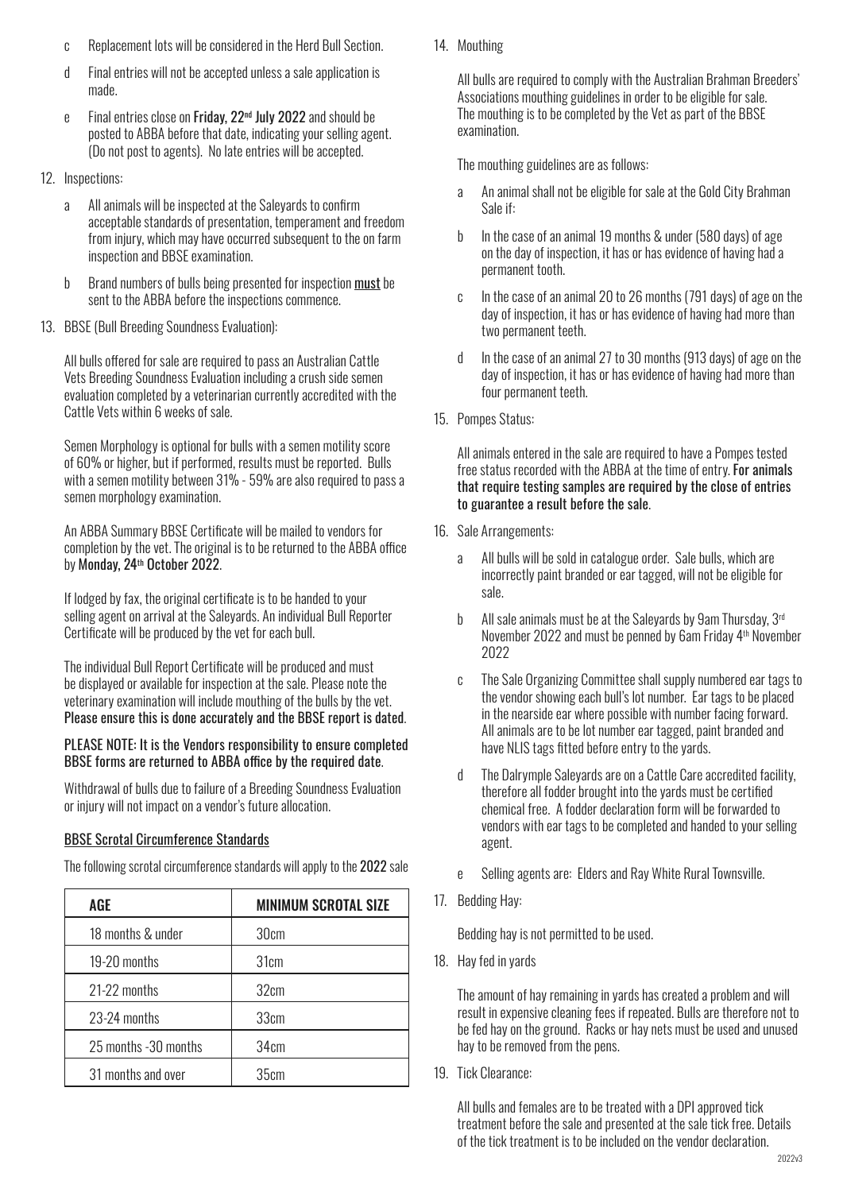c. Replacement lots will be considered in the Herd Bull Section.

d. Final entries will not be accepted unless a sale application is made.

e. Final entries close on **Friday, 22nd July 2022** and should be posted to ABBA before that date, indicating your selling agent. (Do not post to agents). No late entries will be accepted.

12. Inspections:

    a. All animals will be inspected at the Saleyards to confirm acceptable standards of presentation, temperament and freedom from injury, which may have occurred subsequent to the on farm inspection and BBSE examination.

    b. Brand numbers of bulls being presented for inspection <u>must</u> be sent to the ABBA before the inspections commence.

13. BBSE (Bull Breeding Soundness Evaluation):

    All bulls offered for sale are required to pass an Australian Cattle Vets Breeding Soundness Evaluation including a crush side semen evaluation completed by a veterinarian currently accredited with the Cattle Vets within 6 weeks of sale.

    Semen Morphology is optional for bulls with a semen motility score of 60% or higher, but if performed, results must be reported. Bulls with a semen motility between 31% - 59% are also required to pass a semen morphology examination.

    An ABBA Summary BBSE Certificate will be mailed to vendors for completion by the vet. The original is to be returned to the ABBA office by **Monday, 24th October 2022**.

    If lodged by fax, the original certificate is to be handed to your selling agent on arrival at the Saleyards. An individual Bull Reporter Certificate will be produced by the vet for each bull.

    The individual Bull Report Certificate will be produced and must be displayed or available for inspection at the sale. Please note the veterinary examination will include mouthing of the bulls by the vet. **Please ensure this is done accurately and the BBSE report is dated**.

    **PLEASE NOTE: It is the Vendors responsibility to ensure completed BBSE forms are returned to ABBA office by the required date**.

    Withdrawal of bulls due to failure of a Breeding Soundness Evaluation or injury will not impact on a vendor's future allocation.

    <u>BBSE Scrotal Circumference Standards</u>

    The following scrotal circumference standards will apply to the **2022** sale

| AGE | MINIMUM SCROTAL SIZE |
|---|---|
| 18 months & under | 30cm |
| 19-20 months | 31cm |
| 21-22 months | 32cm |
| 23-24 months | 33cm |
| 25 months -30 months | 34cm |
| 31 months and over | 35cm |

14. Mouthing

    All bulls are required to comply with the Australian Brahman Breeders' Associations mouthing guidelines in order to be eligible for sale. The mouthing is to be completed by the Vet as part of the BBSE examination.

    The mouthing guidelines are as follows:

    a. An animal shall not be eligible for sale at the Gold City Brahman Sale if:

    b. In the case of an animal 19 months & under (580 days) of age on the day of inspection, it has or has evidence of having had a permanent tooth.

    c. In the case of an animal 20 to 26 months (791 days) of age on the day of inspection, it has or has evidence of having had more than two permanent teeth.

    d. In the case of an animal 27 to 30 months (913 days) of age on the day of inspection, it has or has evidence of having had more than four permanent teeth.

15. Pompes Status:

    All animals entered in the sale are required to have a Pompes tested free status recorded with the ABBA at the time of entry. **For animals that require testing samples are required by the close of entries to guarantee a result before the sale**.

16. Sale Arrangements:

    a. All bulls will be sold in catalogue order. Sale bulls, which are incorrectly paint branded or ear tagged, will not be eligible for sale.

    b. All sale animals must be at the Saleyards by 9am Thursday, 3rd November 2022 and must be penned by 6am Friday 4th November 2022

    c. The Sale Organizing Committee shall supply numbered ear tags to the vendor showing each bull's lot number. Ear tags to be placed in the nearside ear where possible with number facing forward. All animals are to be lot number ear tagged, paint branded and have NLIS tags fitted before entry to the yards.

    d. The Dalrymple Saleyards are on a Cattle Care accredited facility, therefore all fodder brought into the yards must be certified chemical free. A fodder declaration form will be forwarded to vendors with ear tags to be completed and handed to your selling agent.

    e. Selling agents are: Elders and Ray White Rural Townsville.

17. Bedding Hay:

    Bedding hay is not permitted to be used.

18. Hay fed in yards

    The amount of hay remaining in yards has created a problem and will result in expensive cleaning fees if repeated. Bulls are therefore not to be fed hay on the ground. Racks or hay nets must be used and unused hay to be removed from the pens.

19. Tick Clearance:

    All bulls and females are to be treated with a DPI approved tick treatment before the sale and presented at the sale tick free. Details of the tick treatment is to be included on the vendor declaration.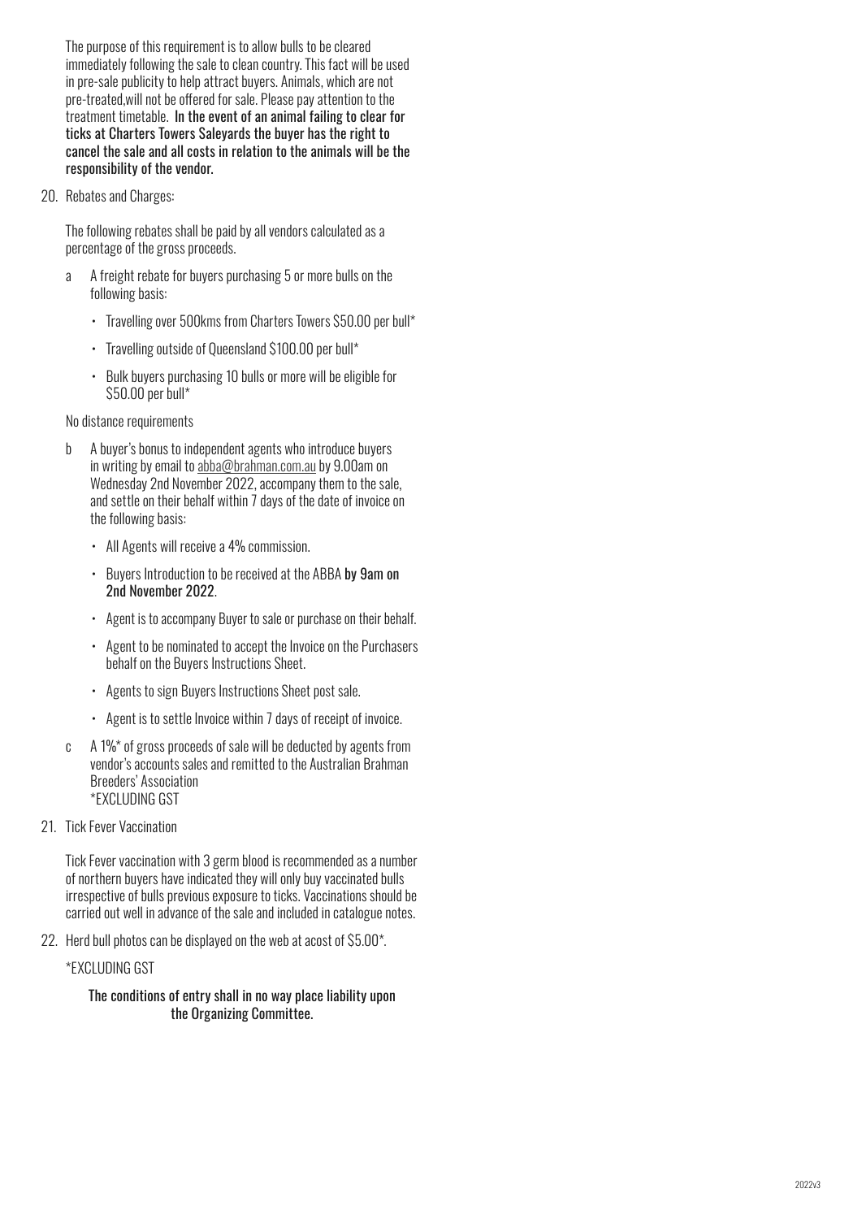The purpose of this requirement is to allow bulls to be cleared immediately following the sale to clean country. This fact will be used in pre-sale publicity to help attract buyers. Animals, which are not pre-treated,will not be offered for sale. Please pay attention to the treatment timetable. **In the event of an animal failing to clear for ticks at Charters Towers Saleyards the buyer has the right to cancel the sale and all costs in relation to the animals will be the responsibility of the vendor.**

20. Rebates and Charges:

    The following rebates shall be paid by all vendors calculated as a percentage of the gross proceeds.

    a A freight rebate for buyers purchasing 5 or more bulls on the following basis:

    - Travelling over 500kms from Charters Towers $50.00 per bull*
    - Travelling outside of Queensland $100.00 per bull*
    - Bulk buyers purchasing 10 bulls or more will be eligible for $50.00 per bull*

    No distance requirements

    b A buyer's bonus to independent agents who introduce buyers in writing by email to abba@brahman.com.au by 9.00am on Wednesday 2nd November 2022, accompany them to the sale, and settle on their behalf within 7 days of the date of invoice on the following basis:

    - All Agents will receive a 4% commission.
    - Buyers Introduction to be received at the ABBA **by 9am on 2nd November 2022**.
    - Agent is to accompany Buyer to sale or purchase on their behalf.
    - Agent to be nominated to accept the Invoice on the Purchasers behalf on the Buyers Instructions Sheet.
    - Agents to sign Buyers Instructions Sheet post sale.
    - Agent is to settle Invoice within 7 days of receipt of invoice.

    c A 1%* of gross proceeds of sale will be deducted by agents from vendor's accounts sales and remitted to the Australian Brahman Breeders' Association
    *EXCLUDING GST

21. Tick Fever Vaccination

    Tick Fever vaccination with 3 germ blood is recommended as a number of northern buyers have indicated they will only buy vaccinated bulls irrespective of bulls previous exposure to ticks. Vaccinations should be carried out well in advance of the sale and included in catalogue notes.

22. Herd bull photos can be displayed on the web at acost of $5.00*.

    *EXCLUDING GST

**The conditions of entry shall in no way place liability upon the Organizing Committee.**

2022v3